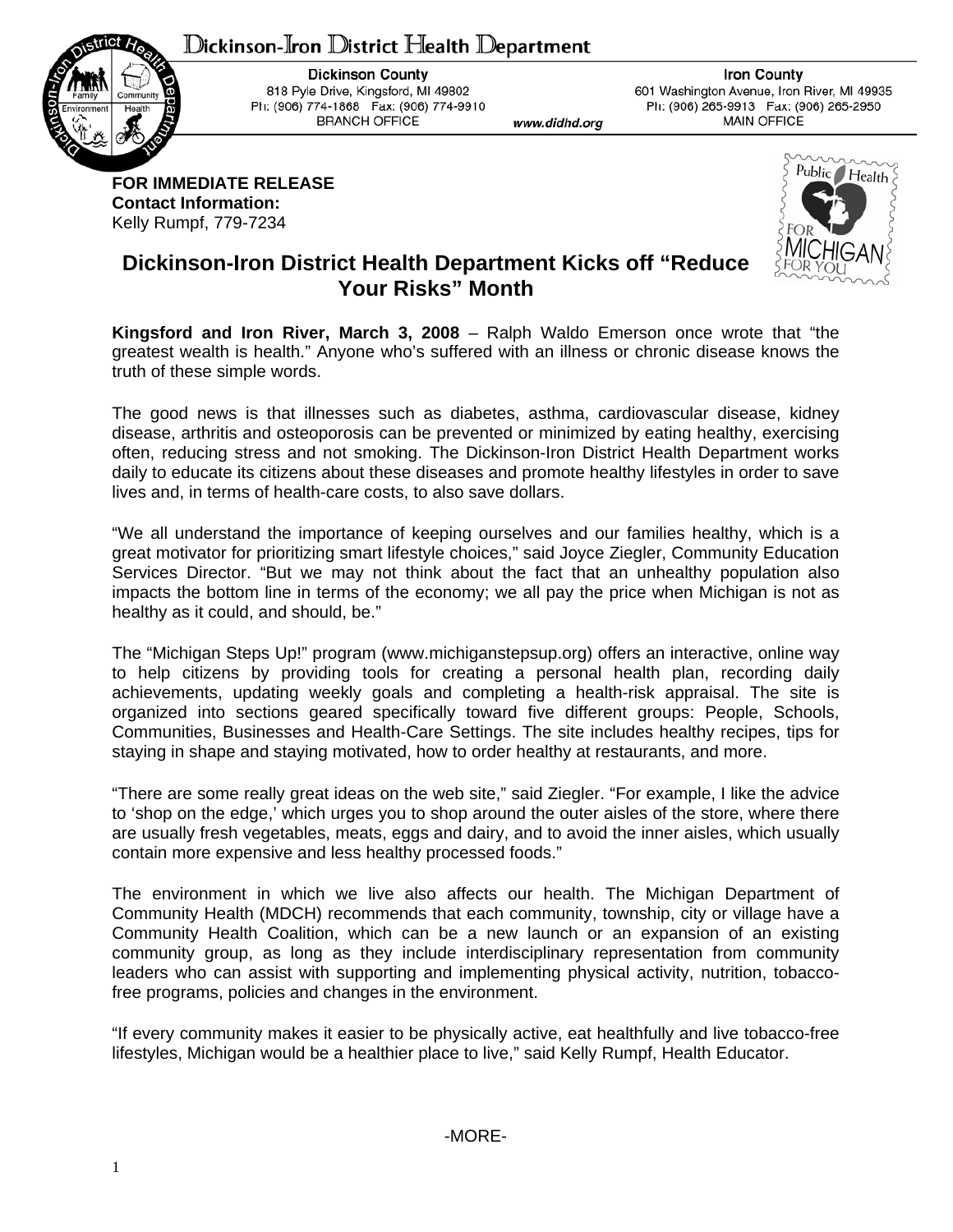Dickinson-Iron District Health Department

**Dickinson County**
818 Pyle Drive, Kingsford, MI 49802
Ph: (906) 774-1868 Fax: (906) 774-9910
BRANCH OFFICE

www.didhd.org

**Iron County**
601 Washington Avenue, Iron River, MI 49935
Ph: (906) 265-9913 Fax: (906) 265-2950
MAIN OFFICE

**FOR IMMEDIATE RELEASE**
**Contact Information:**
Kelly Rumpf, 779-7234

# Dickinson-Iron District Health Department Kicks off "Reduce Your Risks" Month

**Kingsford and Iron River, March 3, 2008** – Ralph Waldo Emerson once wrote that "the greatest wealth is health." Anyone who's suffered with an illness or chronic disease knows the truth of these simple words.

The good news is that illnesses such as diabetes, asthma, cardiovascular disease, kidney disease, arthritis and osteoporosis can be prevented or minimized by eating healthy, exercising often, reducing stress and not smoking. The Dickinson-Iron District Health Department works daily to educate its citizens about these diseases and promote healthy lifestyles in order to save lives and, in terms of health-care costs, to also save dollars.

"We all understand the importance of keeping ourselves and our families healthy, which is a great motivator for prioritizing smart lifestyle choices," said Joyce Ziegler, Community Education Services Director. "But we may not think about the fact that an unhealthy population also impacts the bottom line in terms of the economy; we all pay the price when Michigan is not as healthy as it could, and should, be."

The "Michigan Steps Up!" program (www.michiganstepsup.org) offers an interactive, online way to help citizens by providing tools for creating a personal health plan, recording daily achievements, updating weekly goals and completing a health-risk appraisal. The site is organized into sections geared specifically toward five different groups: People, Schools, Communities, Businesses and Health-Care Settings. The site includes healthy recipes, tips for staying in shape and staying motivated, how to order healthy at restaurants, and more.

"There are some really great ideas on the web site," said Ziegler. "For example, I like the advice to 'shop on the edge,' which urges you to shop around the outer aisles of the store, where there are usually fresh vegetables, meats, eggs and dairy, and to avoid the inner aisles, which usually contain more expensive and less healthy processed foods."

The environment in which we live also affects our health. The Michigan Department of Community Health (MDCH) recommends that each community, township, city or village have a Community Health Coalition, which can be a new launch or an expansion of an existing community group, as long as they include interdisciplinary representation from community leaders who can assist with supporting and implementing physical activity, nutrition, tobacco-free programs, policies and changes in the environment.

"If every community makes it easier to be physically active, eat healthfully and live tobacco-free lifestyles, Michigan would be a healthier place to live," said Kelly Rumpf, Health Educator.

-MORE-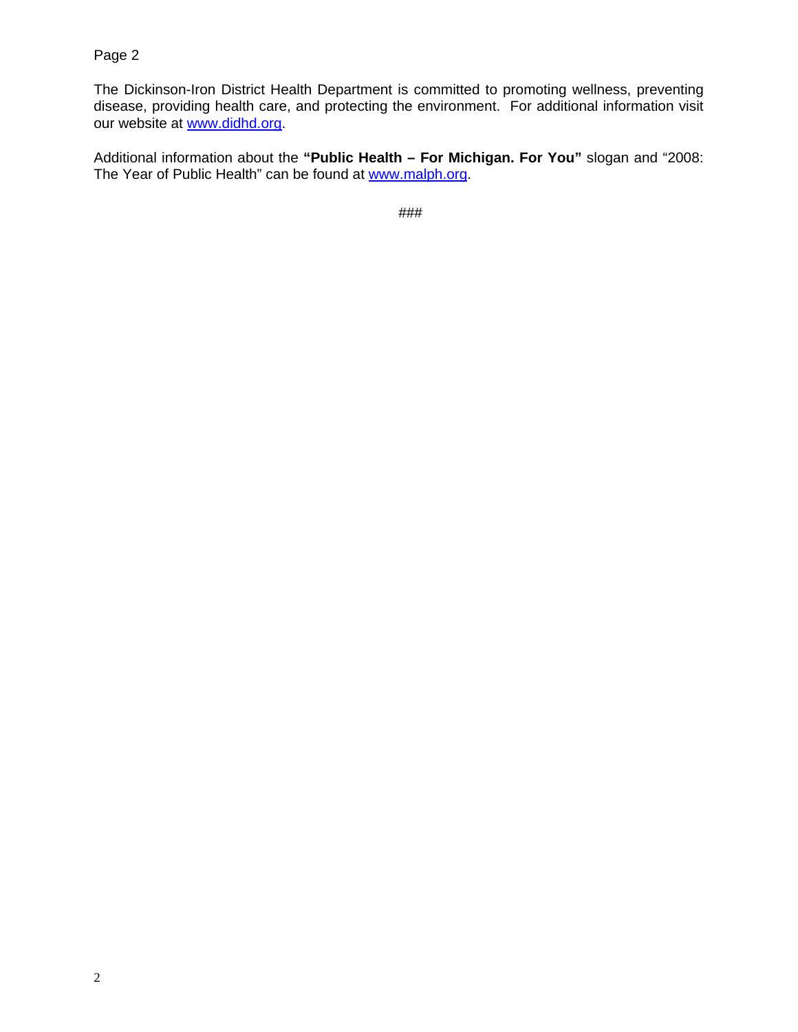The Dickinson-Iron District Health Department is committed to promoting wellness, preventing disease, providing health care, and protecting the environment. For additional information visit our website at www.didhd.org.

Additional information about the **"Public Health – For Michigan. For You"** slogan and "2008: The Year of Public Health" can be found at www.malph.org.

###